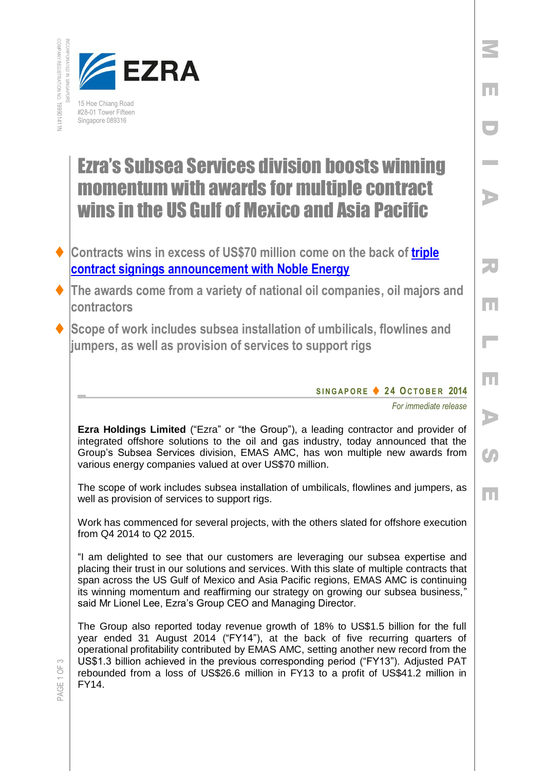EZRA

15 Hoe Chiang Road
#28-01 Tower Fifteen
Singapore 089316

# Ezra's Subsea Services division boosts winning momentum with awards for multiple contract wins in the US Gulf of Mexico and Asia Pacific

- Contracts wins in excess of US$70 million come on the back of triple contract signings announcement with Noble Energy
- The awards come from a variety of national oil companies, oil majors and contractors
- Scope of work includes subsea installation of umbilicals, flowlines and jumpers, as well as provision of services to support rigs

**SINGAPORE ♦ 24 OCTOBER 2014**

*For immediate release*

**Ezra Holdings Limited** ("Ezra" or "the Group"), a leading contractor and provider of integrated offshore solutions to the oil and gas industry, today announced that the Group's Subsea Services division, EMAS AMC, has won multiple new awards from various energy companies valued at over US$70 million.

The scope of work includes subsea installation of umbilicals, flowlines and jumpers, as well as provision of services to support rigs.

Work has commenced for several projects, with the others slated for offshore execution from Q4 2014 to Q2 2015.

"I am delighted to see that our customers are leveraging our subsea expertise and placing their trust in our solutions and services. With this slate of multiple contracts that span across the US Gulf of Mexico and Asia Pacific regions, EMAS AMC is continuing its winning momentum and reaffirming our strategy on growing our subsea business," said Mr Lionel Lee, Ezra's Group CEO and Managing Director.

The Group also reported today revenue growth of 18% to US$1.5 billion for the full year ended 31 August 2014 ("FY14"), at the back of five recurring quarters of operational profitability contributed by EMAS AMC, setting another new record from the US$1.3 billion achieved in the previous corresponding period ("FY13"). Adjusted PAT rebounded from a loss of US$26.6 million in FY13 to a profit of US$41.2 million in FY14.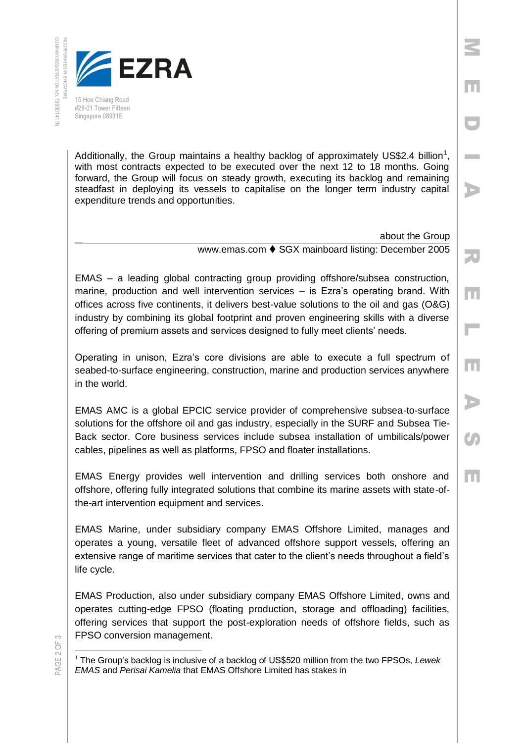Additionally, the Group maintains a healthy backlog of approximately US$2.4 billion[1], with most contracts expected to be executed over the next 12 to 18 months. Going forward, the Group will focus on steady growth, executing its backlog and remaining steadfast in deploying its vessels to capitalise on the longer term industry capital expenditure trends and opportunities.

## about the Group

www.emas.com ♦ SGX mainboard listing: December 2005

EMAS – a leading global contracting group providing offshore/subsea construction, marine, production and well intervention services – is Ezra's operating brand. With offices across five continents, it delivers best-value solutions to the oil and gas (O&G) industry by combining its global footprint and proven engineering skills with a diverse offering of premium assets and services designed to fully meet clients' needs.

Operating in unison, Ezra's core divisions are able to execute a full spectrum of seabed-to-surface engineering, construction, marine and production services anywhere in the world.

EMAS AMC is a global EPCIC service provider of comprehensive subsea-to-surface solutions for the offshore oil and gas industry, especially in the SURF and Subsea Tie-Back sector. Core business services include subsea installation of umbilicals/power cables, pipelines as well as platforms, FPSO and floater installations.

EMAS Energy provides well intervention and drilling services both onshore and offshore, offering fully integrated solutions that combine its marine assets with state-of-the-art intervention equipment and services.

EMAS Marine, under subsidiary company EMAS Offshore Limited, manages and operates a young, versatile fleet of advanced offshore support vessels, offering an extensive range of maritime services that cater to the client's needs throughout a field's life cycle.

EMAS Production, also under subsidiary company EMAS Offshore Limited, owns and operates cutting-edge FPSO (floating production, storage and offloading) facilities, offering services that support the post-exploration needs of offshore fields, such as FPSO conversion management.

---

[1] The Group's backlog is inclusive of a backlog of US$520 million from the two FPSOs, *Lewek EMAS* and *Perisai Kamelia* that EMAS Offshore Limited has stakes in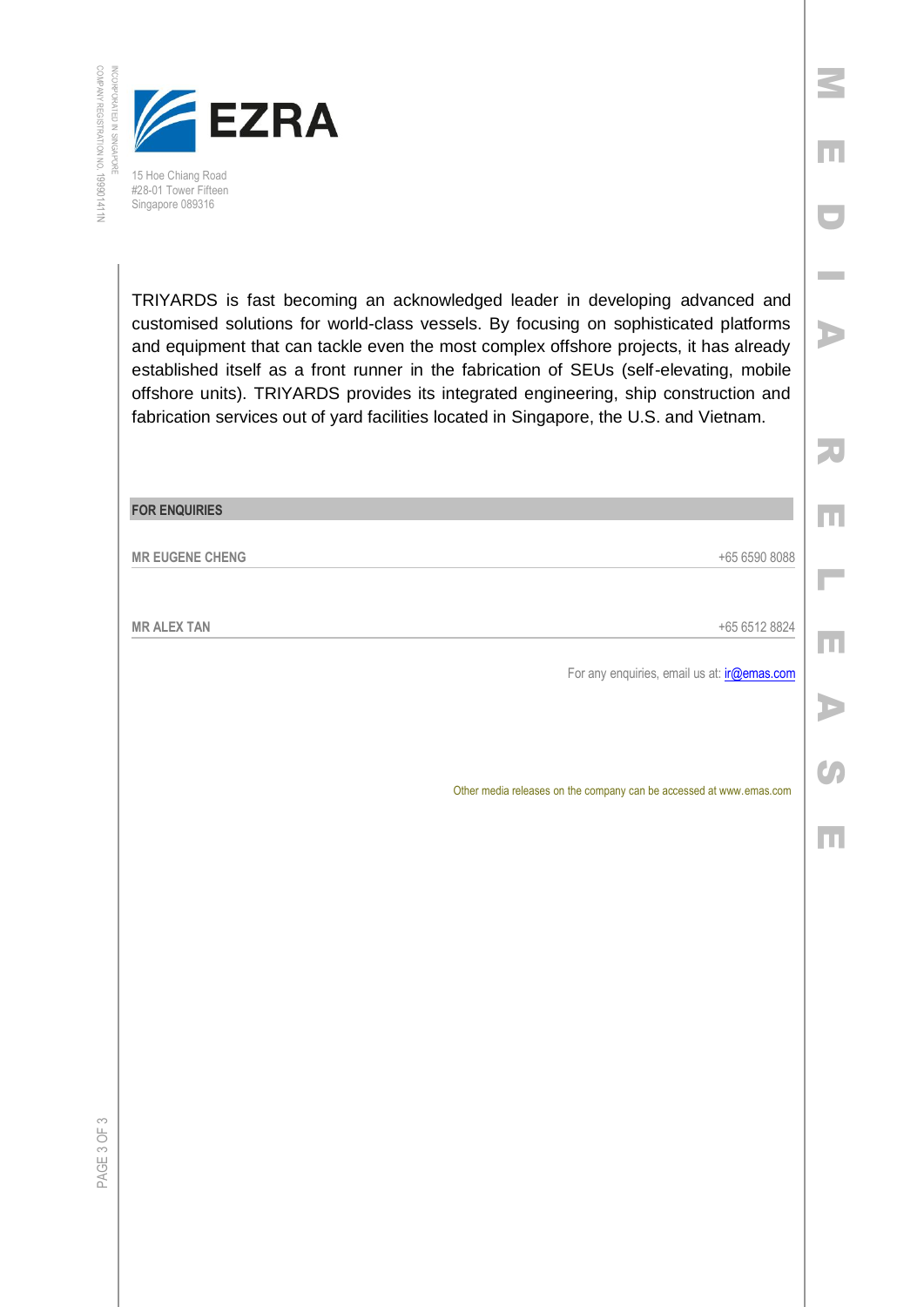EZRA

15 Hoe Chiang Road
#28-01 Tower Fifteen
Singapore 089316

TRIYARDS is fast becoming an acknowledged leader in developing advanced and customised solutions for world-class vessels. By focusing on sophisticated platforms and equipment that can tackle even the most complex offshore projects, it has already established itself as a front runner in the fabrication of SEUs (self-elevating, mobile offshore units). TRIYARDS provides its integrated engineering, ship construction and fabrication services out of yard facilities located in Singapore, the U.S. and Vietnam.

**FOR ENQUIRIES**

| | |
|---|---|
| MR EUGENE CHENG | +65 6590 8088 |
| MR ALEX TAN | +65 6512 8824 |

For any enquiries, email us at: ir@emas.com

Other media releases on the company can be accessed at www.emas.com